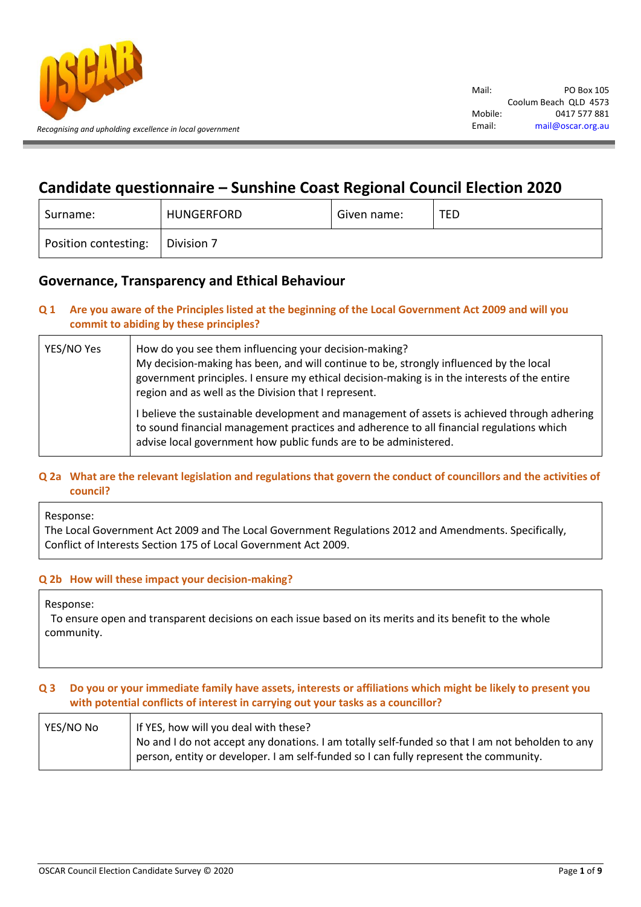*Recognising and upholding excellence in local government*

Mail: PO Box 105
Coolum Beach QLD 4573
Mobile: 0417 577 881
Email: mail@oscar.org.au

# Candidate questionnaire – Sunshine Coast Regional Council Election 2020

| Surname: | HUNGERFORD | Given name: | TED |
|---|---|---|---|
| Position contesting: | Division 7 | | |

## Governance, Transparency and Ethical Behaviour

### Q 1 Are you aware of the Principles listed at the beginning of the Local Government Act 2009 and will you commit to abiding by these principles?

| YES/NO Yes | How do you see them influencing your decision-making? My decision-making has been, and will continue to be, strongly influenced by the local government principles. I ensure my ethical decision-making is in the interests of the entire region and as well as the Division that I represent. I believe the sustainable development and management of assets is achieved through adhering to sound financial management practices and adherence to all financial regulations which advise local government how public funds are to be administered. |
|---|---|

### Q 2a What are the relevant legislation and regulations that govern the conduct of councillors and the activities of council?

Response:
The Local Government Act 2009 and The Local Government Regulations 2012 and Amendments. Specifically, Conflict of Interests Section 175 of Local Government Act 2009.

### Q 2b How will these impact your decision-making?

Response:
To ensure open and transparent decisions on each issue based on its merits and its benefit to the whole community.

### Q 3 Do you or your immediate family have assets, interests or affiliations which might be likely to present you with potential conflicts of interest in carrying out your tasks as a councillor?

| YES/NO No | If YES, how will you deal with these? No and I do not accept any donations. I am totally self-funded so that I am not beholden to any person, entity or developer. I am self-funded so I can fully represent the community. |
|---|---|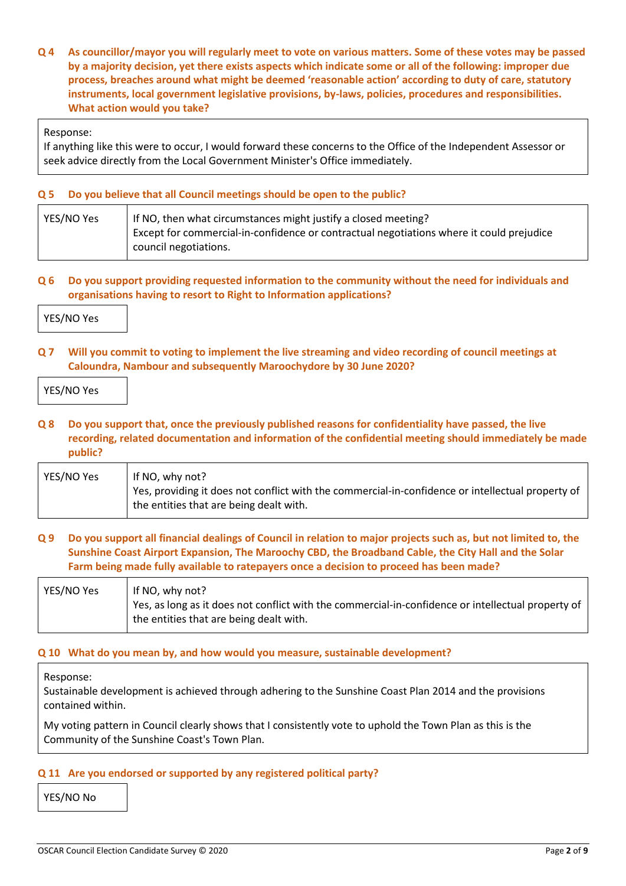**Q 4 As councillor/mayor you will regularly meet to vote on various matters. Some of these votes may be passed by a majority decision, yet there exists aspects which indicate some or all of the following: improper due process, breaches around what might be deemed 'reasonable action' according to duty of care, statutory instruments, local government legislative provisions, by-laws, policies, procedures and responsibilities. What action would you take?**

| Response: |
|---|
| If anything like this were to occur, I would forward these concerns to the Office of the Independent Assessor or seek advice directly from the Local Government Minister's Office immediately. |

**Q 5 Do you believe that all Council meetings should be open to the public?**

| YES/NO Yes | If NO, then what circumstances might justify a closed meeting? Except for commercial-in-confidence or contractual negotiations where it could prejudice council negotiations. |
|---|---|

**Q 6 Do you support providing requested information to the community without the need for individuals and organisations having to resort to Right to Information applications?**

| YES/NO Yes |
|---|

**Q 7 Will you commit to voting to implement the live streaming and video recording of council meetings at Caloundra, Nambour and subsequently Maroochydore by 30 June 2020?**

| YES/NO Yes |
|---|

**Q 8 Do you support that, once the previously published reasons for confidentiality have passed, the live recording, related documentation and information of the confidential meeting should immediately be made public?**

| YES/NO Yes | If NO, why not? Yes, providing it does not conflict with the commercial-in-confidence or intellectual property of the entities that are being dealt with. |
|---|---|

**Q 9 Do you support all financial dealings of Council in relation to major projects such as, but not limited to, the Sunshine Coast Airport Expansion, The Maroochy CBD, the Broadband Cable, the City Hall and the Solar Farm being made fully available to ratepayers once a decision to proceed has been made?**

| YES/NO Yes | If NO, why not? Yes, as long as it does not conflict with the commercial-in-confidence or intellectual property of the entities that are being dealt with. |
|---|---|

**Q 10 What do you mean by, and how would you measure, sustainable development?**

| Response: |
|---|
| Sustainable development is achieved through adhering to the Sunshine Coast Plan 2014 and the provisions contained within. My voting pattern in Council clearly shows that I consistently vote to uphold the Town Plan as this is the Community of the Sunshine Coast's Town Plan. |

**Q 11 Are you endorsed or supported by any registered political party?**

| YES/NO No |
|---|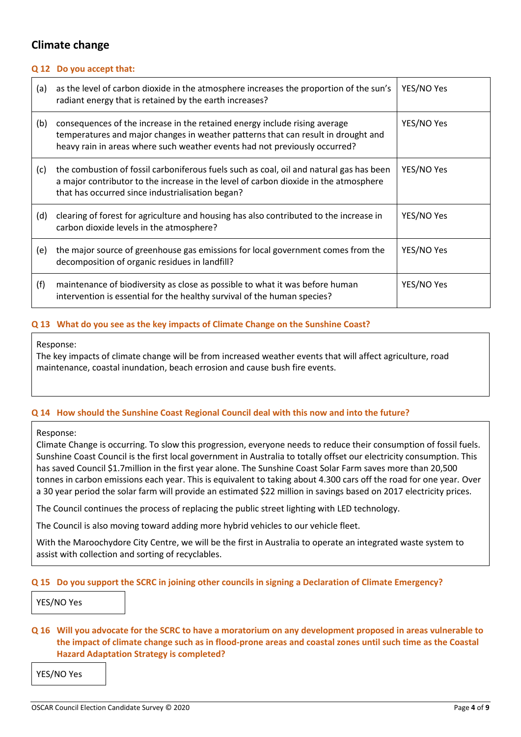## Climate change

**Q 12 Do you accept that:**

| | | |
|---|---|---|
| (a) | as the level of carbon dioxide in the atmosphere increases the proportion of the sun's radiant energy that is retained by the earth increases? | YES/NO Yes |
| (b) | consequences of the increase in the retained energy include rising average temperatures and major changes in weather patterns that can result in drought and heavy rain in areas where such weather events had not previously occurred? | YES/NO Yes |
| (c) | the combustion of fossil carboniferous fuels such as coal, oil and natural gas has been a major contributor to the increase in the level of carbon dioxide in the atmosphere that has occurred since industrialisation began? | YES/NO Yes |
| (d) | clearing of forest for agriculture and housing has also contributed to the increase in carbon dioxide levels in the atmosphere? | YES/NO Yes |
| (e) | the major source of greenhouse gas emissions for local government comes from the decomposition of organic residues in landfill? | YES/NO Yes |
| (f) | maintenance of biodiversity as close as possible to what it was before human intervention is essential for the healthy survival of the human species? | YES/NO Yes |

**Q 13 What do you see as the key impacts of Climate Change on the Sunshine Coast?**

Response:
The key impacts of climate change will be from increased weather events that will affect agriculture, road maintenance, coastal inundation, beach errosion and cause bush fire events.

**Q 14 How should the Sunshine Coast Regional Council deal with this now and into the future?**

Response:
Climate Change is occurring. To slow this progression, everyone needs to reduce their consumption of fossil fuels. Sunshine Coast Council is the first local government in Australia to totally offset our electricity consumption. This has saved Council $1.7million in the first year alone. The Sunshine Coast Solar Farm saves more than 20,500 tonnes in carbon emissions each year. This is equivalent to taking about 4.300 cars off the road for one year. Over a 30 year period the solar farm will provide an estimated $22 million in savings based on 2017 electricity prices.

The Council continues the process of replacing the public street lighting with LED technology.

The Council is also moving toward adding more hybrid vehicles to our vehicle fleet.

With the Maroochydore City Centre, we will be the first in Australia to operate an integrated waste system to assist with collection and sorting of recyclables.

**Q 15 Do you support the SCRC in joining other councils in signing a Declaration of Climate Emergency?**

YES/NO Yes

**Q 16 Will you advocate for the SCRC to have a moratorium on any development proposed in areas vulnerable to the impact of climate change such as in flood-prone areas and coastal zones until such time as the Coastal Hazard Adaptation Strategy is completed?**

YES/NO Yes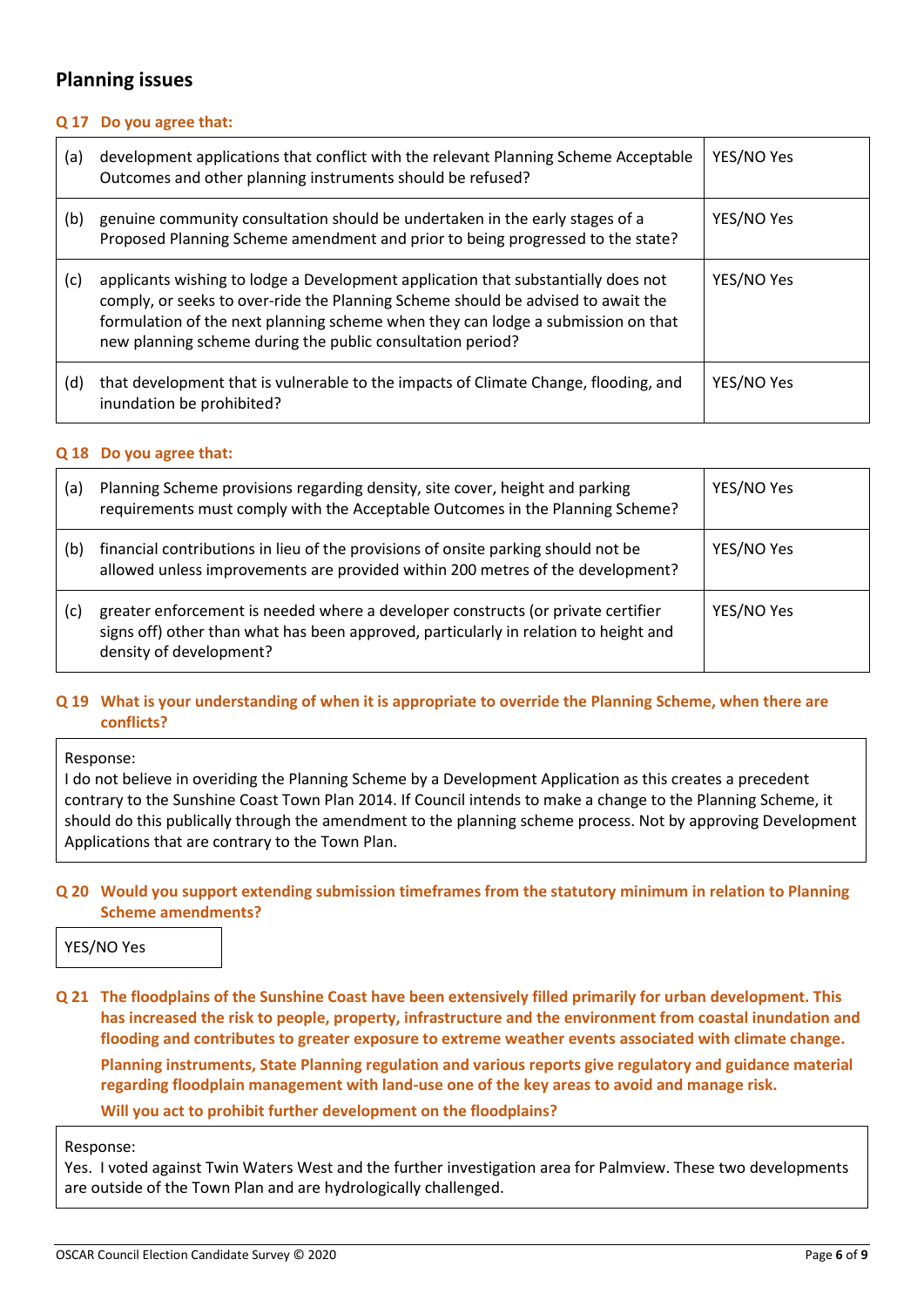## Planning issues

**Q 17 Do you agree that:**

| | | |
|---|---|---|
| (a) | development applications that conflict with the relevant Planning Scheme Acceptable Outcomes and other planning instruments should be refused? | YES/NO Yes |
| (b) | genuine community consultation should be undertaken in the early stages of a Proposed Planning Scheme amendment and prior to being progressed to the state? | YES/NO Yes |
| (c) | applicants wishing to lodge a Development application that substantially does not comply, or seeks to over-ride the Planning Scheme should be advised to await the formulation of the next planning scheme when they can lodge a submission on that new planning scheme during the public consultation period? | YES/NO Yes |
| (d) | that development that is vulnerable to the impacts of Climate Change, flooding, and inundation be prohibited? | YES/NO Yes |

**Q 18 Do you agree that:**

| | | |
|---|---|---|
| (a) | Planning Scheme provisions regarding density, site cover, height and parking requirements must comply with the Acceptable Outcomes in the Planning Scheme? | YES/NO Yes |
| (b) | financial contributions in lieu of the provisions of onsite parking should not be allowed unless improvements are provided within 200 metres of the development? | YES/NO Yes |
| (c) | greater enforcement is needed where a developer constructs (or private certifier signs off) other than what has been approved, particularly in relation to height and density of development? | YES/NO Yes |

**Q 19 What is your understanding of when it is appropriate to override the Planning Scheme, when there are conflicts?**

Response:
I do not believe in overiding the Planning Scheme by a Development Application as this creates a precedent contrary to the Sunshine Coast Town Plan 2014. If Council intends to make a change to the Planning Scheme, it should do this publically through the amendment to the planning scheme process. Not by approving Development Applications that are contrary to the Town Plan.

**Q 20 Would you support extending submission timeframes from the statutory minimum in relation to Planning Scheme amendments?**

YES/NO Yes

**Q 21 The floodplains of the Sunshine Coast have been extensively filled primarily for urban development. This has increased the risk to people, property, infrastructure and the environment from coastal inundation and flooding and contributes to greater exposure to extreme weather events associated with climate change.**

**Planning instruments, State Planning regulation and various reports give regulatory and guidance material regarding floodplain management with land-use one of the key areas to avoid and manage risk.**

**Will you act to prohibit further development on the floodplains?**

Response:
Yes. I voted against Twin Waters West and the further investigation area for Palmview. These two developments are outside of the Town Plan and are hydrologically challenged.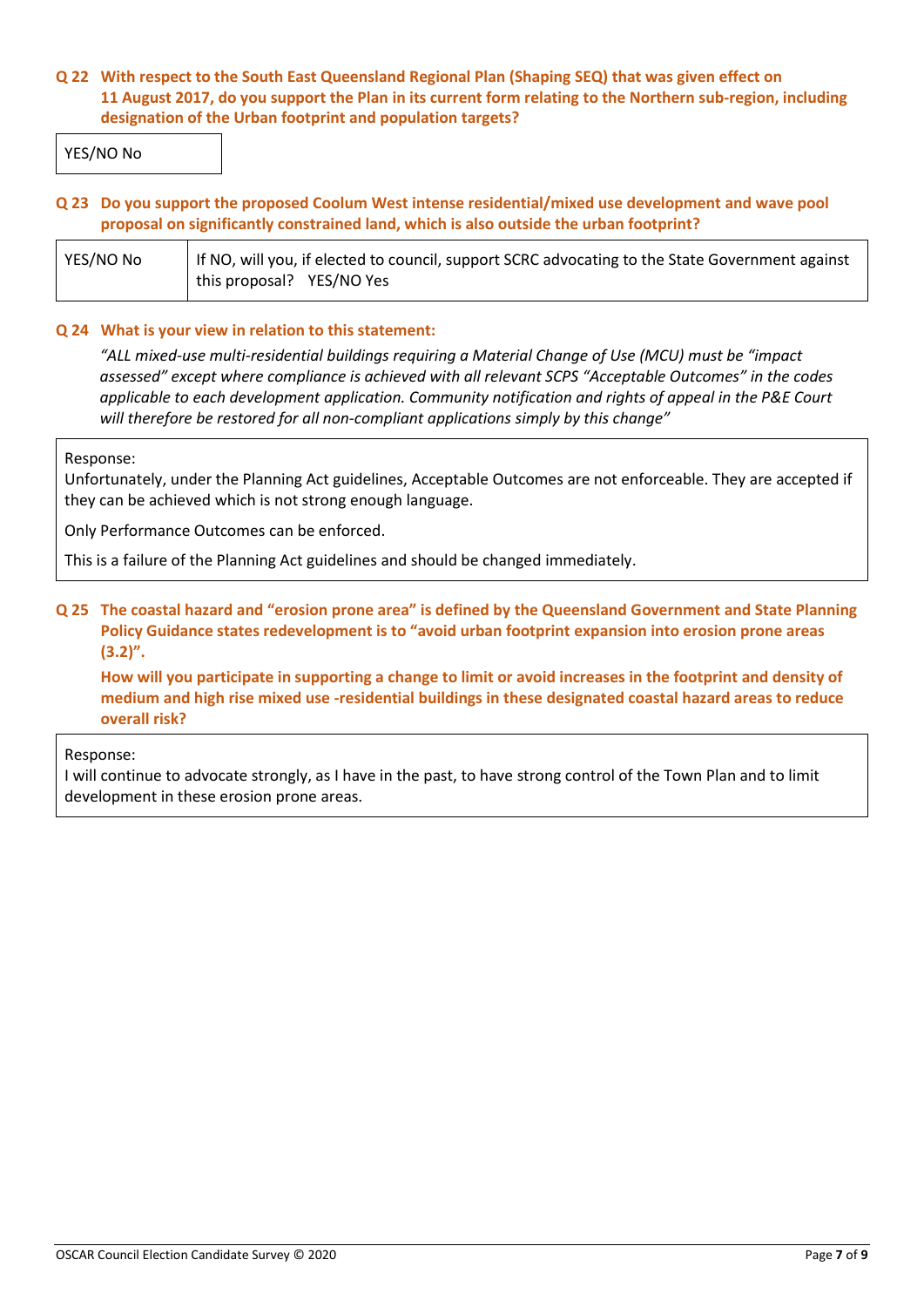**Q 22 With respect to the South East Queensland Regional Plan (Shaping SEQ) that was given effect on 11 August 2017, do you support the Plan in its current form relating to the Northern sub-region, including designation of the Urban footprint and population targets?**

| YES/NO No |
|---|

**Q 23 Do you support the proposed Coolum West intense residential/mixed use development and wave pool proposal on significantly constrained land, which is also outside the urban footprint?**

| YES/NO No | If NO, will you, if elected to council, support SCRC advocating to the State Government against this proposal? YES/NO Yes |
|---|---|

**Q 24 What is your view in relation to this statement:**

*"ALL mixed-use multi-residential buildings requiring a Material Change of Use (MCU) must be "impact assessed" except where compliance is achieved with all relevant SCPS "Acceptable Outcomes" in the codes applicable to each development application. Community notification and rights of appeal in the P&E Court will therefore be restored for all non-compliant applications simply by this change"*

Response:

Unfortunately, under the Planning Act guidelines, Acceptable Outcomes are not enforceable. They are accepted if they can be achieved which is not strong enough language.

Only Performance Outcomes can be enforced.

This is a failure of the Planning Act guidelines and should be changed immediately.

**Q 25 The coastal hazard and "erosion prone area" is defined by the Queensland Government and State Planning Policy Guidance states redevelopment is to "avoid urban footprint expansion into erosion prone areas (3.2)".**

**How will you participate in supporting a change to limit or avoid increases in the footprint and density of medium and high rise mixed use -residential buildings in these designated coastal hazard areas to reduce overall risk?**

Response:

I will continue to advocate strongly, as I have in the past, to have strong control of the Town Plan and to limit development in these erosion prone areas.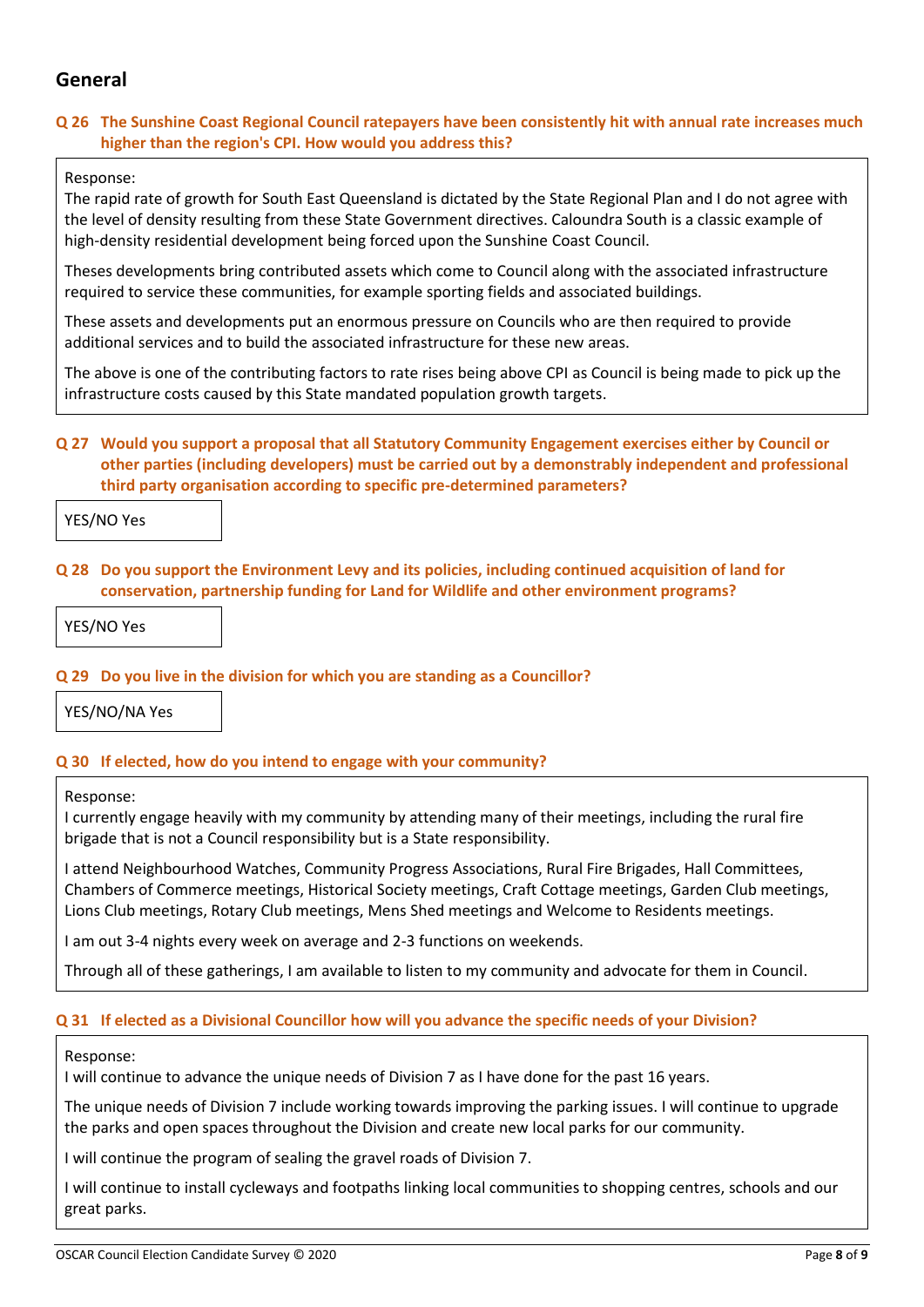## General

### Q 26 The Sunshine Coast Regional Council ratepayers have been consistently hit with annual rate increases much higher than the region's CPI. How would you address this?

Response:

The rapid rate of growth for South East Queensland is dictated by the State Regional Plan and I do not agree with the level of density resulting from these State Government directives. Caloundra South is a classic example of high-density residential development being forced upon the Sunshine Coast Council.

Theses developments bring contributed assets which come to Council along with the associated infrastructure required to service these communities, for example sporting fields and associated buildings.

These assets and developments put an enormous pressure on Councils who are then required to provide additional services and to build the associated infrastructure for these new areas.

The above is one of the contributing factors to rate rises being above CPI as Council is being made to pick up the infrastructure costs caused by this State mandated population growth targets.

### Q 27 Would you support a proposal that all Statutory Community Engagement exercises either by Council or other parties (including developers) must be carried out by a demonstrably independent and professional third party organisation according to specific pre-determined parameters?

YES/NO Yes

### Q 28 Do you support the Environment Levy and its policies, including continued acquisition of land for conservation, partnership funding for Land for Wildlife and other environment programs?

YES/NO Yes

### Q 29 Do you live in the division for which you are standing as a Councillor?

YES/NO/NA Yes

### Q 30 If elected, how do you intend to engage with your community?

Response:

I currently engage heavily with my community by attending many of their meetings, including the rural fire brigade that is not a Council responsibility but is a State responsibility.

I attend Neighbourhood Watches, Community Progress Associations, Rural Fire Brigades, Hall Committees, Chambers of Commerce meetings, Historical Society meetings, Craft Cottage meetings, Garden Club meetings, Lions Club meetings, Rotary Club meetings, Mens Shed meetings and Welcome to Residents meetings.

I am out 3-4 nights every week on average and 2-3 functions on weekends.

Through all of these gatherings, I am available to listen to my community and advocate for them in Council.

### Q 31 If elected as a Divisional Councillor how will you advance the specific needs of your Division?

Response:

I will continue to advance the unique needs of Division 7 as I have done for the past 16 years.

The unique needs of Division 7 include working towards improving the parking issues. I will continue to upgrade the parks and open spaces throughout the Division and create new local parks for our community.

I will continue the program of sealing the gravel roads of Division 7.

I will continue to install cycleways and footpaths linking local communities to shopping centres, schools and our great parks.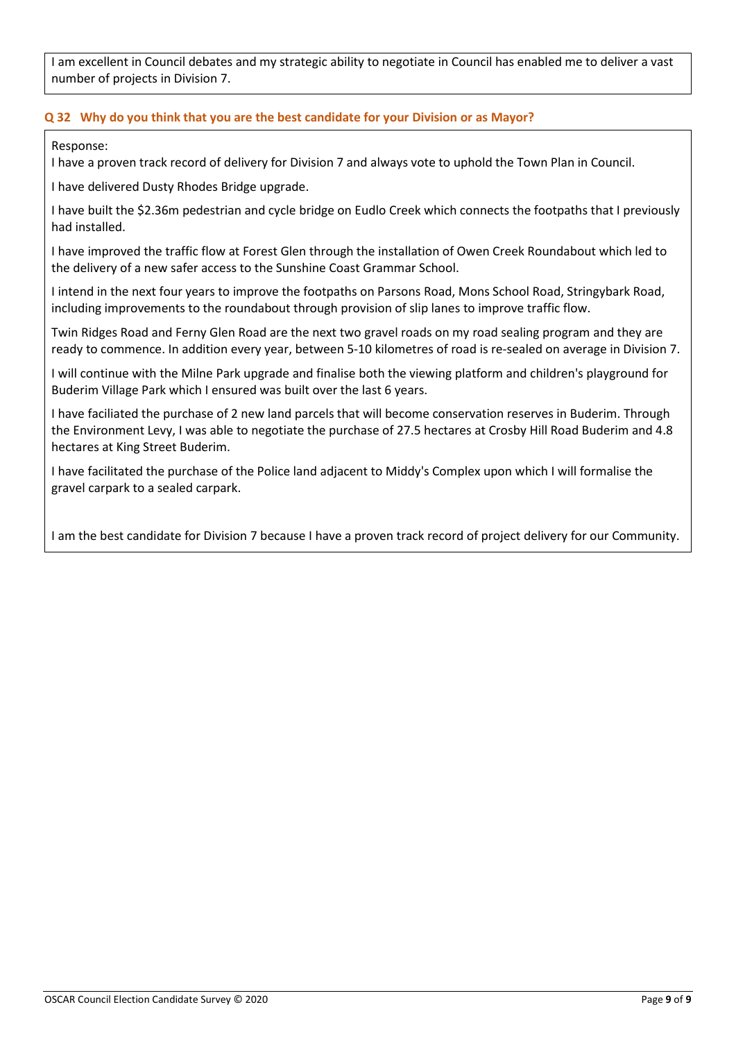I am excellent in Council debates and my strategic ability to negotiate in Council has enabled me to deliver a vast number of projects in Division 7.

### Q 32 Why do you think that you are the best candidate for your Division or as Mayor?

Response:
I have a proven track record of delivery for Division 7 and always vote to uphold the Town Plan in Council.

I have delivered Dusty Rhodes Bridge upgrade.

I have built the $2.36m pedestrian and cycle bridge on Eudlo Creek which connects the footpaths that I previously had installed.

I have improved the traffic flow at Forest Glen through the installation of Owen Creek Roundabout which led to the delivery of a new safer access to the Sunshine Coast Grammar School.

I intend in the next four years to improve the footpaths on Parsons Road, Mons School Road, Stringybark Road, including improvements to the roundabout through provision of slip lanes to improve traffic flow.

Twin Ridges Road and Ferny Glen Road are the next two gravel roads on my road sealing program and they are ready to commence. In addition every year, between 5-10 kilometres of road is re-sealed on average in Division 7.

I will continue with the Milne Park upgrade and finalise both the viewing platform and children's playground for Buderim Village Park which I ensured was built over the last 6 years.

I have faciliated the purchase of 2 new land parcels that will become conservation reserves in Buderim. Through the Environment Levy, I was able to negotiate the purchase of 27.5 hectares at Crosby Hill Road Buderim and 4.8 hectares at King Street Buderim.

I have facilitated the purchase of the Police land adjacent to Middy's Complex upon which I will formalise the gravel carpark to a sealed carpark.

I am the best candidate for Division 7 because I have a proven track record of project delivery for our Community.